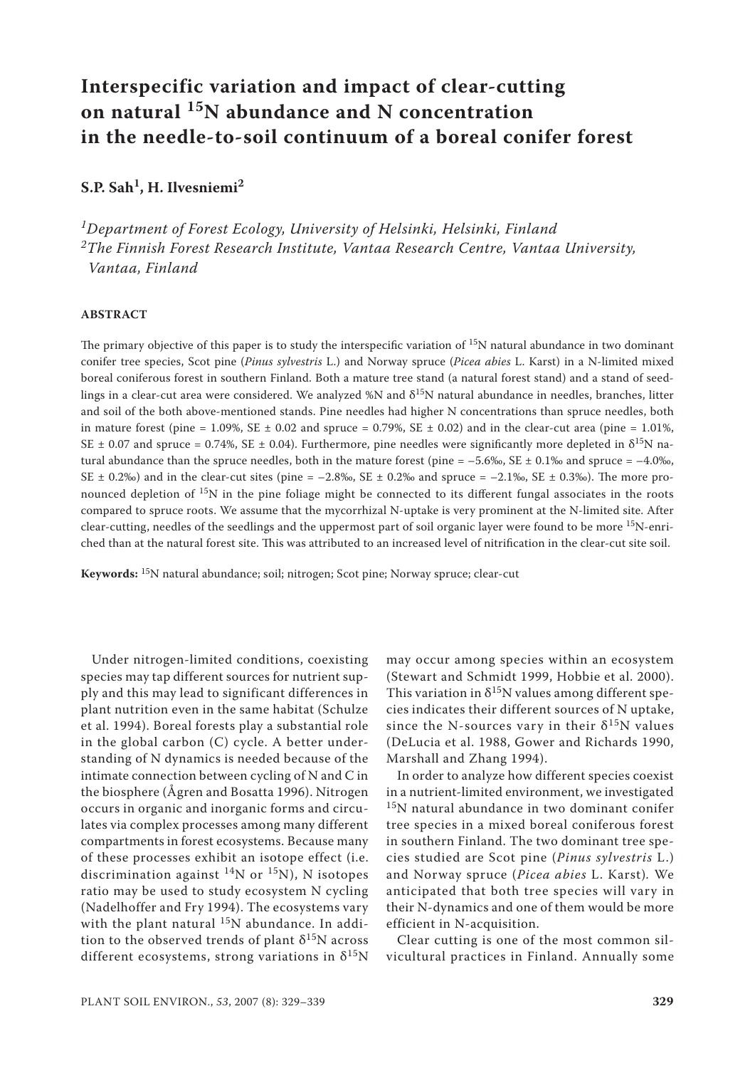# Interspecific variation and impact of clear-cutting on natural $^{15}N$ abundance and N concentration in the needle-to-soil continuum of a boreal conifer forest

**S.P. Sah[1], H. Ilvesniemi[2]**

*[1]Department of Forest Ecology, University of Helsinki, Helsinki, Finland*
*[2]The Finnish Forest Research Institute, Vantaa Research Centre, Vantaa University, Vantaa, Finland*

## ABSTRACT

The primary objective of this paper is to study the interspecific variation of $^{15}N$ natural abundance in two dominant conifer tree species, Scot pine (*Pinus sylvestris* L.) and Norway spruce (*Picea abies* L. Karst) in a N-limited mixed boreal coniferous forest in southern Finland. Both a mature tree stand (a natural forest stand) and a stand of seedlings in a clear-cut area were considered. We analyzed %N and $\delta^{15}N$ natural abundance in needles, branches, litter and soil of the both above-mentioned stands. Pine needles had higher N concentrations than spruce needles, both in mature forest (pine = 1.09%, SE ± 0.02 and spruce = 0.79%, SE ± 0.02) and in the clear-cut area (pine = 1.01%, SE ± 0.07 and spruce = 0.74%, SE ± 0.04). Furthermore, pine needles were significantly more depleted in $\delta^{15}N$ natural abundance than the spruce needles, both in the mature forest (pine = –5.6‰, SE ± 0.1‰ and spruce = –4.0‰, SE ± 0.2‰) and in the clear-cut sites (pine = –2.8‰, SE ± 0.2‰ and spruce = –2.1‰, SE ± 0.3‰). The more pronounced depletion of $^{15}N$ in the pine foliage might be connected to its different fungal associates in the roots compared to spruce roots. We assume that the mycorrhizal N-uptake is very prominent at the N-limited site. After clear-cutting, needles of the seedlings and the uppermost part of soil organic layer were found to be more $^{15}N$-enriched than at the natural forest site. This was attributed to an increased level of nitrification in the clear-cut site soil.

**Keywords:** $^{15}N$ natural abundance; soil; nitrogen; Scot pine; Norway spruce; clear-cut

Under nitrogen-limited conditions, coexisting species may tap different sources for nutrient supply and this may lead to significant differences in plant nutrition even in the same habitat (Schulze et al. 1994). Boreal forests play a substantial role in the global carbon (C) cycle. A better understanding of N dynamics is needed because of the intimate connection between cycling of N and C in the biosphere (Ågren and Bosatta 1996). Nitrogen occurs in organic and inorganic forms and circulates via complex processes among many different compartments in forest ecosystems. Because many of these processes exhibit an isotope effect (i.e. discrimination against $^{14}N$ or $^{15}N$), N isotopes ratio may be used to study ecosystem N cycling (Nadelhoffer and Fry 1994). The ecosystems vary with the plant natural $^{15}N$ abundance. In addition to the observed trends of plant $\delta^{15}N$ across different ecosystems, strong variations in $\delta^{15}N$ may occur among species within an ecosystem (Stewart and Schmidt 1999, Hobbie et al. 2000). This variation in $\delta^{15}N$ values among different species indicates their different sources of N uptake, since the N-sources vary in their $\delta^{15}N$ values (DeLucia et al. 1988, Gower and Richards 1990, Marshall and Zhang 1994).

In order to analyze how different species coexist in a nutrient-limited environment, we investigated $^{15}N$ natural abundance in two dominant conifer tree species in a mixed boreal coniferous forest in southern Finland. The two dominant tree species studied are Scot pine (*Pinus sylvestris* L.) and Norway spruce (*Picea abies* L. Karst). We anticipated that both tree species will vary in their N-dynamics and one of them would be more efficient in N-acquisition.

Clear cutting is one of the most common silvicultural practices in Finland. Annually some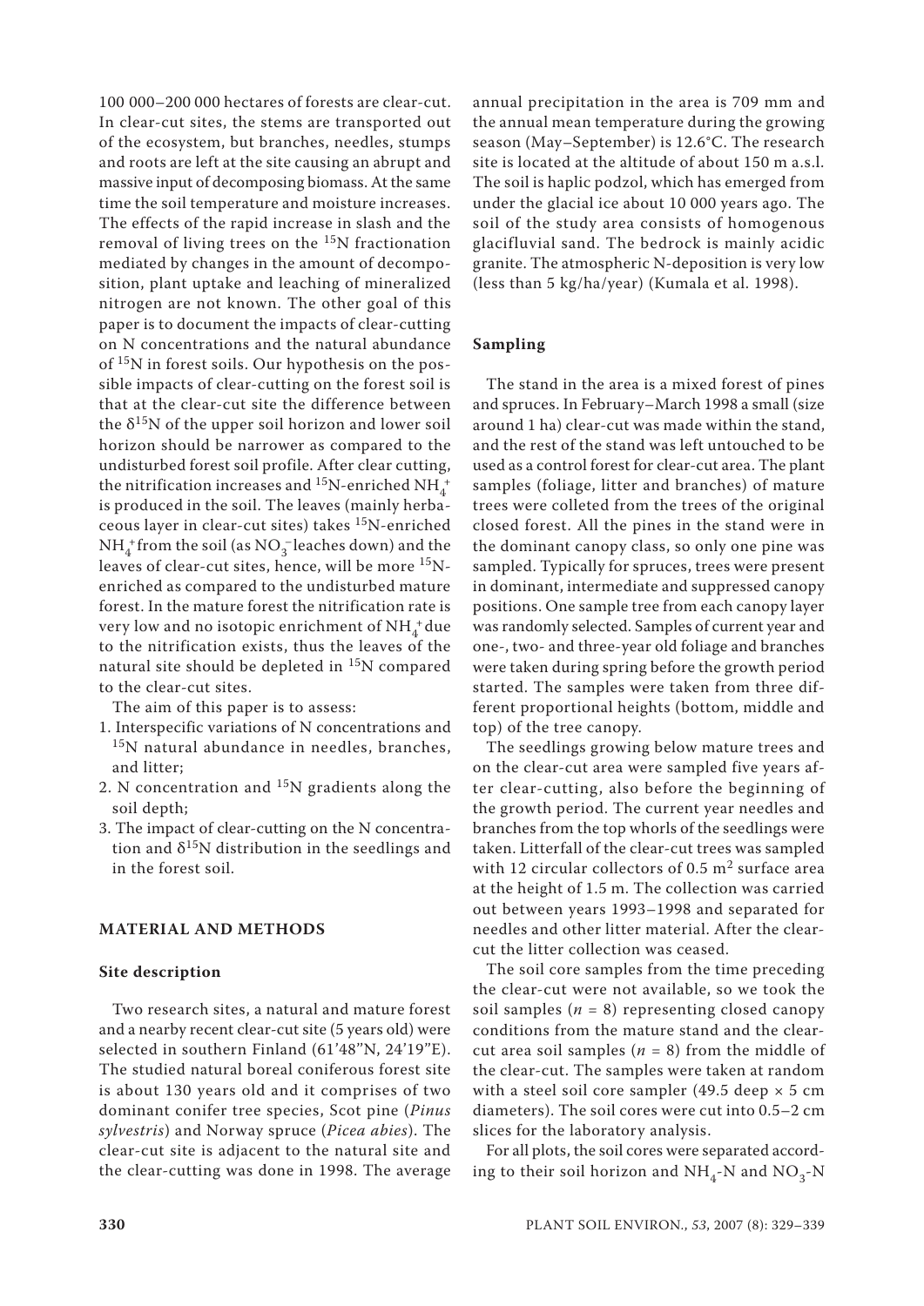100 000–200 000 hectares of forests are clear-cut. In clear-cut sites, the stems are transported out of the ecosystem, but branches, needles, stumps and roots are left at the site causing an abrupt and massive input of decomposing biomass. At the same time the soil temperature and moisture increases. The effects of the rapid increase in slash and the removal of living trees on the $^{15}N$ fractionation mediated by changes in the amount of decomposition, plant uptake and leaching of mineralized nitrogen are not known. The other goal of this paper is to document the impacts of clear-cutting on N concentrations and the natural abundance of $^{15}N$ in forest soils. Our hypothesis on the possible impacts of clear-cutting on the forest soil is that at the clear-cut site the difference between the $\delta^{15}N$ of the upper soil horizon and lower soil horizon should be narrower as compared to the undisturbed forest soil profile. After clear cutting, the nitrification increases and $^{15}N$-enriched $NH_4^+$ is produced in the soil. The leaves (mainly herbaceous layer in clear-cut sites) takes $^{15}N$-enriched $NH_4^+$ from the soil (as $NO_3^-$ leaches down) and the leaves of clear-cut sites, hence, will be more $^{15}N$-enriched as compared to the undisturbed mature forest. In the mature forest the nitrification rate is very low and no isotopic enrichment of $NH_4^+$ due to the nitrification exists, thus the leaves of the natural site should be depleted in $^{15}N$ compared to the clear-cut sites.

The aim of this paper is to assess:

1. Interspecific variations of N concentrations and $^{15}N$ natural abundance in needles, branches, and litter;
2. N concentration and $^{15}N$ gradients along the soil depth;
3. The impact of clear-cutting on the N concentration and $\delta^{15}N$ distribution in the seedlings and in the forest soil.

## MATERIAL AND METHODS

### Site description

Two research sites, a natural and mature forest and a nearby recent clear-cut site (5 years old) were selected in southern Finland (61'48"N, 24'19"E). The studied natural boreal coniferous forest site is about 130 years old and it comprises of two dominant conifer tree species, Scot pine (*Pinus sylvestris*) and Norway spruce (*Picea abies*). The clear-cut site is adjacent to the natural site and the clear-cutting was done in 1998. The average annual precipitation in the area is 709 mm and the annual mean temperature during the growing season (May–September) is 12.6°C. The research site is located at the altitude of about 150 m a.s.l. The soil is haplic podzol, which has emerged from under the glacial ice about 10 000 years ago. The soil of the study area consists of homogenous glacifluvial sand. The bedrock is mainly acidic granite. The atmospheric N-deposition is very low (less than 5 kg/ha/year) (Kumala et al. 1998).

### Sampling

The stand in the area is a mixed forest of pines and spruces. In February–March 1998 a small (size around 1 ha) clear-cut was made within the stand, and the rest of the stand was left untouched to be used as a control forest for clear-cut area. The plant samples (foliage, litter and branches) of mature trees were colleted from the trees of the original closed forest. All the pines in the stand were in the dominant canopy class, so only one pine was sampled. Typically for spruces, trees were present in dominant, intermediate and suppressed canopy positions. One sample tree from each canopy layer was randomly selected. Samples of current year and one-, two- and three-year old foliage and branches were taken during spring before the growth period started. The samples were taken from three different proportional heights (bottom, middle and top) of the tree canopy.

The seedlings growing below mature trees and on the clear-cut area were sampled five years after clear-cutting, also before the beginning of the growth period. The current year needles and branches from the top whorls of the seedlings were taken. Litterfall of the clear-cut trees was sampled with 12 circular collectors of 0.5 $m^2$ surface area at the height of 1.5 m. The collection was carried out between years 1993–1998 and separated for needles and other litter material. After the clear-cut the litter collection was ceased.

The soil core samples from the time preceding the clear-cut were not available, so we took the soil samples ($n$ = 8) representing closed canopy conditions from the mature stand and the clear-cut area soil samples ($n$ = 8) from the middle of the clear-cut. The samples were taken at random with a steel soil core sampler (49.5 deep × 5 cm diameters). The soil cores were cut into 0.5–2 cm slices for the laboratory analysis.

For all plots, the soil cores were separated according to their soil horizon and $NH_4$-N and $NO_3$-N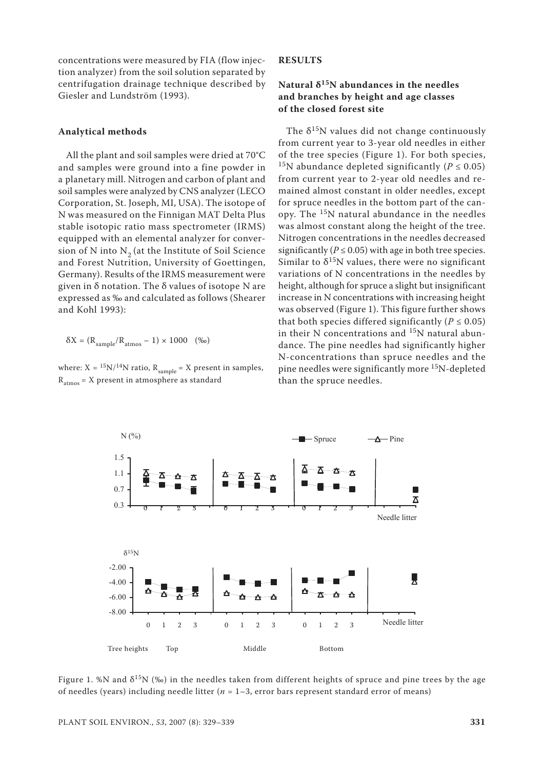concentrations were measured by FIA (flow injection analyzer) from the soil solution separated by centrifugation drainage technique described by Giesler and Lundström (1993).

### Analytical methods

All the plant and soil samples were dried at 70°C and samples were ground into a fine powder in a planetary mill. Nitrogen and carbon of plant and soil samples were analyzed by CNS analyzer (LECO Corporation, St. Joseph, MI, USA). The isotope of N was measured on the Finnigan MAT Delta Plus stable isotopic ratio mass spectrometer (IRMS) equipped with an elemental analyzer for conversion of N into $N_2$ (at the Institute of Soil Science and Forest Nutrition, University of Goettingen, Germany). Results of the IRMS measurement were given in δ notation. The δ values of isotope N are expressed as ‰ and calculated as follows (Shearer and Kohl 1993):

$$\delta X = (R_{sample}/R_{atmos} - 1) \times 1000 \quad (‰)$$

where: $X = {}^{15}N/{}^{14}N$ ratio, $R_{sample}$ = X present in samples, $R_{atmos}$ = X present in atmosphere as standard

## RESULTS

### Natural $\delta^{15}N$ abundances in the needles and branches by height and age classes of the closed forest site

The $\delta^{15}N$ values did not change continuously from current year to 3-year old needles in either of the tree species (Figure 1). For both species, $^{15}N$ abundance depleted significantly ($P \leq 0.05$) from current year to 2-year old needles and remained almost constant in older needles, except for spruce needles in the bottom part of the canopy. The $^{15}N$ natural abundance in the needles was almost constant along the height of the tree. Nitrogen concentrations in the needles decreased significantly ($P \leq 0.05$) with age in both tree species. Similar to $\delta^{15}N$ values, there were no significant variations of N concentrations in the needles by height, although for spruce a slight but insignificant increase in N concentrations with increasing height was observed (Figure 1). This figure further shows that both species differed significantly ($P \leq 0.05$) in their N concentrations and $^{15}N$ natural abundance. The pine needles had significantly higher N-concentrations than spruce needles and the pine needles were significantly more $^{15}N$-depleted than the spruce needles.

N (%)
Spruce
Pine
1.5
1.1
0.7
0.3
0 1 2 3 0 1 2 3 0 1 2 3
Needle litter

$\delta^{15}N$
-2.00
-4.00
-6.00
-8.00
0 1 2 3 0 1 2 3 0 1 2 3
Needle litter
Tree heights Top Middle Bottom

Figure 1. %N and $\delta^{15}N$ (‰) in the needles taken from different heights of spruce and pine trees by the age of needles (years) including needle litter ($n$ = 1–3, error bars represent standard error of means)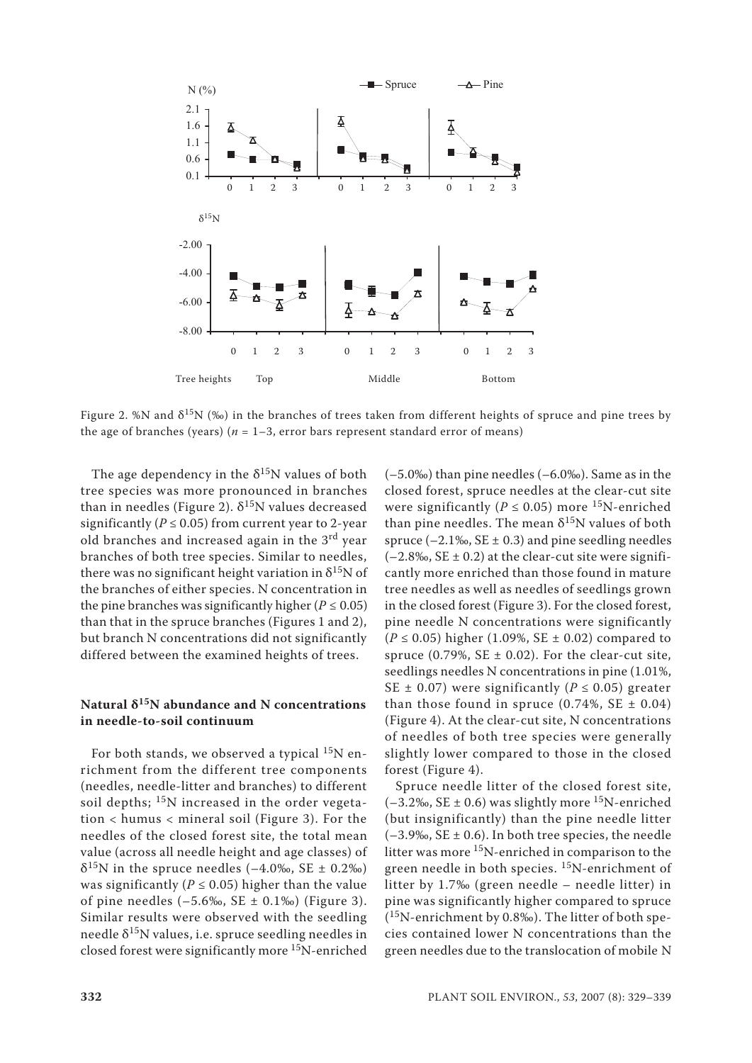N (%)

Spruce — Pine

2.1
1.6
1.1
0.6
0.1

0 1 2 3 0 1 2 3 0 1 2 3

$\delta^{15}N$

-2.00
-4.00
-6.00
-8.00

0 1 2 3 0 1 2 3 0 1 2 3

Tree heights Top Middle Bottom

Figure 2. %N and $\delta^{15}N$ (‰) in the branches of trees taken from different heights of spruce and pine trees by the age of branches (years) ($n$ = 1–3, error bars represent standard error of means)

The age dependency in the $\delta^{15}N$ values of both tree species was more pronounced in branches than in needles (Figure 2). $\delta^{15}N$ values decreased significantly ($P \leq 0.05$) from current year to 2-year old branches and increased again in the 3[rd] year branches of both tree species. Similar to needles, there was no significant height variation in $\delta^{15}N$ of the branches of either species. N concentration in the pine branches was significantly higher ($P \leq 0.05$) than that in the spruce branches (Figures 1 and 2), but branch N concentrations did not significantly differed between the examined heights of trees.

### Natural $\delta^{15}N$ abundance and N concentrations in needle-to-soil continuum

For both stands, we observed a typical $^{15}N$ enrichment from the different tree components (needles, needle-litter and branches) to different soil depths; $^{15}N$ increased in the order vegetation < humus < mineral soil (Figure 3). For the needles of the closed forest site, the total mean value (across all needle height and age classes) of $\delta^{15}N$ in the spruce needles (–4.0‰, SE ± 0.2‰) was significantly ($P \leq 0.05$) higher than the value of pine needles (–5.6‰, SE ± 0.1‰) (Figure 3). Similar results were observed with the seedling needle $\delta^{15}N$ values, i.e. spruce seedling needles in closed forest were significantly more $^{15}N$-enriched (–5.0‰) than pine needles (–6.0‰). Same as in the closed forest, spruce needles at the clear-cut site were significantly ($P \leq 0.05$) more $^{15}N$-enriched than pine needles. The mean $\delta^{15}N$ values of both spruce (–2.1‰, SE ± 0.3) and pine seedling needles (–2.8‰, SE ± 0.2) at the clear-cut site were significantly more enriched than those found in mature tree needles as well as needles of seedlings grown in the closed forest (Figure 3). For the closed forest, pine needle N concentrations were significantly ($P \leq 0.05$) higher (1.09%, SE ± 0.02) compared to spruce (0.79%, SE ± 0.02). For the clear-cut site, seedlings needles N concentrations in pine (1.01%, SE ± 0.07) were significantly ($P \leq 0.05$) greater than those found in spruce (0.74%, SE ± 0.04) (Figure 4). At the clear-cut site, N concentrations of needles of both tree species were generally slightly lower compared to those in the closed forest (Figure 4).

Spruce needle litter of the closed forest site, (–3.2‰, SE ± 0.6) was slightly more $^{15}N$-enriched (but insignificantly) than the pine needle litter (–3.9‰, SE ± 0.6). In both tree species, the needle litter was more $^{15}N$-enriched in comparison to the green needle in both species. $^{15}N$-enrichment of litter by 1.7‰ (green needle – needle litter) in pine was significantly higher compared to spruce ($^{15}N$-enrichment by 0.8‰). The litter of both species contained lower N concentrations than the green needles due to the translocation of mobile N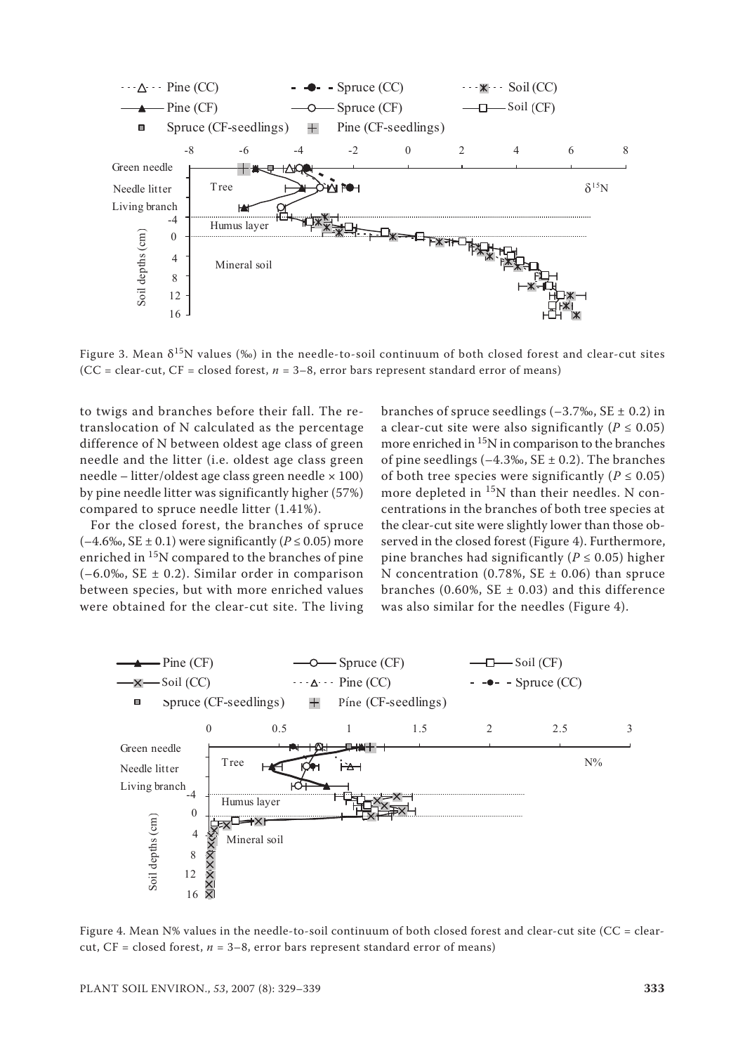Pine (CC)
Spruce (CC)
Soil (CC)
Pine (CF)
Spruce (CF)
Soil (CF)
Spruce (CF-seedlings)
Pine (CF-seedlings)

-8 -6 -4 -2 0 2 4 6 8

Green needle
Needle litter
Living branch
Tree
$\delta^{15}N$
Humus layer
Mineral soil
Soil depths (cm)
-4 0 4 8 12 16

Figure 3. Mean $\delta^{15}N$ values (‰) in the needle-to-soil continuum of both closed forest and clear-cut sites (CC = clear-cut, CF = closed forest, $n$ = 3–8, error bars represent standard error of means)

to twigs and branches before their fall. The retranslocation of N calculated as the percentage difference of N between oldest age class of green needle and the litter (i.e. oldest age class green needle – litter/oldest age class green needle × 100) by pine needle litter was significantly higher (57%) compared to spruce needle litter (1.41%).

For the closed forest, the branches of spruce (–4.6‰, SE ± 0.1) were significantly ($P \leq 0.05$) more enriched in $^{15}N$ compared to the branches of pine (–6.0‰, SE ± 0.2). Similar order in comparison between species, but with more enriched values were obtained for the clear-cut site. The living branches of spruce seedlings (–3.7‰, SE ± 0.2) in a clear-cut site were also significantly ($P \leq 0.05$) more enriched in $^{15}N$ in comparison to the branches of pine seedlings (–4.3‰, SE ± 0.2). The branches of both tree species were significantly ($P \leq 0.05$) more depleted in $^{15}N$ than their needles. N concentrations in the branches of both tree species at the clear-cut site were slightly lower than those observed in the closed forest (Figure 4). Furthermore, pine branches had significantly ($P \leq 0.05$) higher N concentration (0.78%, SE ± 0.06) than spruce branches (0.60%, SE ± 0.03) and this difference was also similar for the needles (Figure 4).

Pine (CF)
Spruce (CF)
Soil (CF)
Soil (CC)
Pine (CC)
Spruce (CC)
Spruce (CF-seedlings)
Pine (CF-seedlings)

0 0.5 1 1.5 2 2.5 3

Green needle
Needle litter
Living branch
Tree
N%
Humus layer
Mineral soil
Soil depths (cm)
-4 0 4 8 12 16

Figure 4. Mean N% values in the needle-to-soil continuum of both closed forest and clear-cut site (CC = clear-cut, CF = closed forest, $n$ = 3–8, error bars represent standard error of means)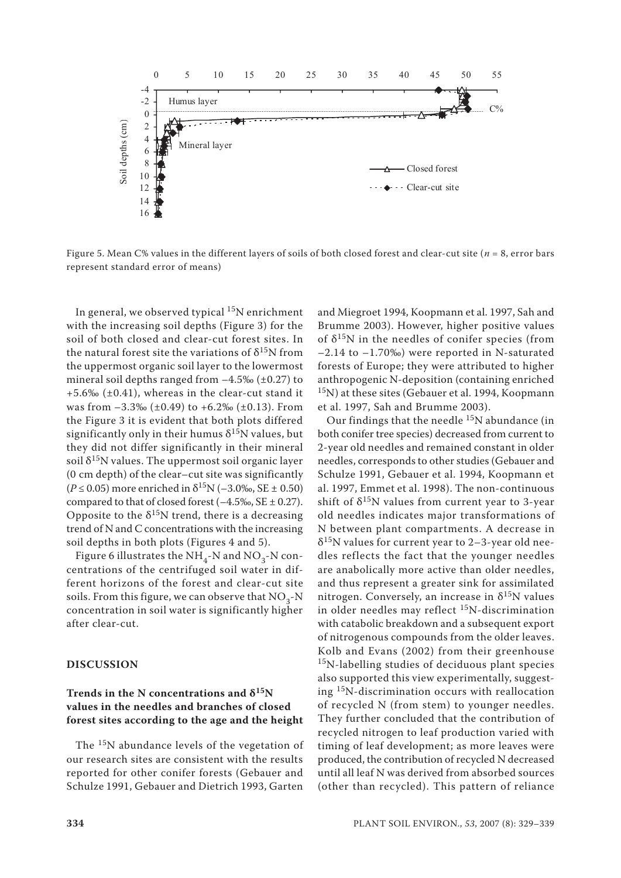0 5 10 15 20 25 30 35 40 45 50 55

-4
-2 Humus layer
0 C%
2
4
6 Mineral layer
8
10
12
14
16

Soil depths (cm)

Closed forest
Clear-cut site

Figure 5. Mean C% values in the different layers of soils of both closed forest and clear-cut site ($n = 8$, error bars represent standard error of means)

In general, we observed typical $^{15}N$ enrichment with the increasing soil depths (Figure 3) for the soil of both closed and clear-cut forest sites. In the natural forest site the variations of $\delta^{15}N$ from the uppermost organic soil layer to the lowermost mineral soil depths ranged from –4.5‰ (±0.27) to +5.6‰ (±0.41), whereas in the clear-cut stand it was from –3.3‰ (±0.49) to +6.2‰ (±0.13). From the Figure 3 it is evident that both plots differed significantly only in their humus $\delta^{15}N$ values, but they did not differ significantly in their mineral soil $\delta^{15}N$ values. The uppermost soil organic layer (0 cm depth) of the clear–cut site was significantly ($P \leq 0.05$) more enriched in $\delta^{15}N$ (–3.0‰, SE ± 0.50) compared to that of closed forest (–4.5‰, SE ± 0.27). Opposite to the $\delta^{15}N$ trend, there is a decreasing trend of N and C concentrations with the increasing soil depths in both plots (Figures 4 and 5).

Figure 6 illustrates the $NH_4$-N and $NO_3$-N concentrations of the centrifuged soil water in different horizons of the forest and clear-cut site soils. From this figure, we can observe that $NO_3$-N concentration in soil water is significantly higher after clear-cut.

## DISCUSSION

### Trends in the N concentrations and $\delta^{15}N$ values in the needles and branches of closed forest sites according to the age and the height

The $^{15}N$ abundance levels of the vegetation of our research sites are consistent with the results reported for other conifer forests (Gebauer and Schulze 1991, Gebauer and Dietrich 1993, Garten and Miegroet 1994, Koopmann et al. 1997, Sah and Brumme 2003). However, higher positive values of $\delta^{15}N$ in the needles of conifer species (from –2.14 to –1.70‰) were reported in N-saturated forests of Europe; they were attributed to higher anthropogenic N-deposition (containing enriched $^{15}N$) at these sites (Gebauer et al. 1994, Koopmann et al. 1997, Sah and Brumme 2003).

Our findings that the needle $^{15}N$ abundance (in both conifer tree species) decreased from current to 2-year old needles and remained constant in older needles, corresponds to other studies (Gebauer and Schulze 1991, Gebauer et al. 1994, Koopmann et al. 1997, Emmet et al. 1998). The non-continuous shift of $\delta^{15}N$ values from current year to 3-year old needles indicates major transformations of N between plant compartments. A decrease in $\delta^{15}N$ values for current year to 2–3-year old needles reflects the fact that the younger needles are anabolically more active than older needles, and thus represent a greater sink for assimilated nitrogen. Conversely, an increase in $\delta^{15}N$ values in older needles may reflect $^{15}N$-discrimination with catabolic breakdown and a subsequent export of nitrogenous compounds from the older leaves. Kolb and Evans (2002) from their greenhouse $^{15}N$-labelling studies of deciduous plant species also supported this view experimentally, suggesting $^{15}N$-discrimination occurs with reallocation of recycled N (from stem) to younger needles. They further concluded that the contribution of recycled nitrogen to leaf production varied with timing of leaf development; as more leaves were produced, the contribution of recycled N decreased until all leaf N was derived from absorbed sources (other than recycled). This pattern of reliance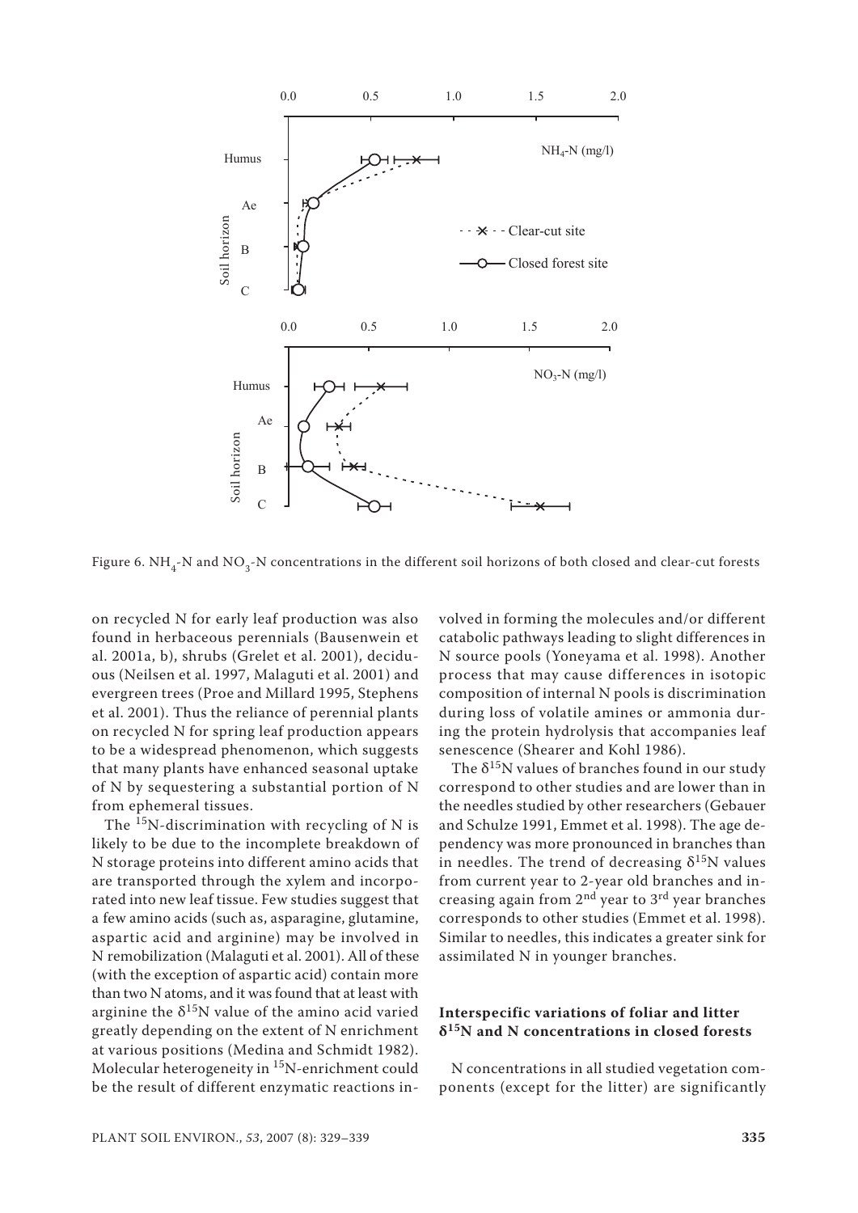0.0 0.5 1.0 1.5 2.0

$NH_4$-N (mg/l)

Humus

Ae

B

C

Soil horizon

Clear-cut site

Closed forest site

0.0 0.5 1.0 1.5 2.0

$NO_3$-N (mg/l)

Humus

Ae

B

C

Soil horizon

Figure 6. $NH_4$-N and $NO_3$-N concentrations in the different soil horizons of both closed and clear-cut forests

on recycled N for early leaf production was also found in herbaceous perennials (Bausenwein et al. 2001a, b), shrubs (Grelet et al. 2001), deciduous (Neilsen et al. 1997, Malaguti et al. 2001) and evergreen trees (Proe and Millard 1995, Stephens et al. 2001). Thus the reliance of perennial plants on recycled N for spring leaf production appears to be a widespread phenomenon, which suggests that many plants have enhanced seasonal uptake of N by sequestering a substantial portion of N from ephemeral tissues.

The $^{15}$N-discrimination with recycling of N is likely to be due to the incomplete breakdown of N storage proteins into different amino acids that are transported through the xylem and incorporated into new leaf tissue. Few studies suggest that a few amino acids (such as, asparagine, glutamine, aspartic acid and arginine) may be involved in N remobilization (Malaguti et al. 2001). All of these (with the exception of aspartic acid) contain more than two N atoms, and it was found that at least with arginine the $\delta^{15}$N value of the amino acid varied greatly depending on the extent of N enrichment at various positions (Medina and Schmidt 1982). Molecular heterogeneity in $^{15}$N-enrichment could be the result of different enzymatic reactions involved in forming the molecules and/or different catabolic pathways leading to slight differences in N source pools (Yoneyama et al. 1998). Another process that may cause differences in isotopic composition of internal N pools is discrimination during loss of volatile amines or ammonia during the protein hydrolysis that accompanies leaf senescence (Shearer and Kohl 1986).

The $\delta^{15}$N values of branches found in our study correspond to other studies and are lower than in the needles studied by other researchers (Gebauer and Schulze 1991, Emmet et al. 1998). The age dependency was more pronounced in branches than in needles. The trend of decreasing $\delta^{15}$N values from current year to 2-year old branches and increasing again from 2$^{nd}$ year to 3$^{rd}$ year branches corresponds to other studies (Emmet et al. 1998). Similar to needles, this indicates a greater sink for assimilated N in younger branches.

### Interspecific variations of foliar and litter $\delta^{15}$N and N concentrations in closed forests

N concentrations in all studied vegetation components (except for the litter) are significantly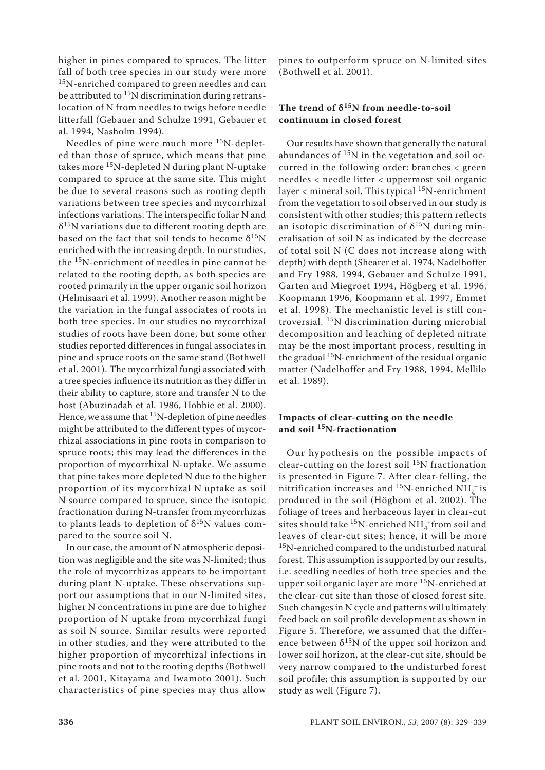higher in pines compared to spruces. The litter fall of both tree species in our study were more $^{15}N$-enriched compared to green needles and can be attributed to $^{15}N$ discrimination during retranslocation of N from needles to twigs before needle litterfall (Gebauer and Schulze 1991, Gebauer et al. 1994, Nasholm 1994).

Needles of pine were much more $^{15}N$-depleted than those of spruce, which means that pine takes more $^{15}N$-depleted N during plant N-uptake compared to spruce at the same site. This might be due to several reasons such as rooting depth variations between tree species and mycorrhizal infections variations. The interspecific foliar N and $\delta^{15}N$ variations due to different rooting depth are based on the fact that soil tends to become $\delta^{15}N$ enriched with the increasing depth. In our studies, the $^{15}N$-enrichment of needles in pine cannot be related to the rooting depth, as both species are rooted primarily in the upper organic soil horizon (Helmisaari et al. 1999). Another reason might be the variation in the fungal associates of roots in both tree species. In our studies no mycorrhizal studies of roots have been done, but some other studies reported differences in fungal associates in pine and spruce roots on the same stand (Bothwell et al. 2001). The mycorrhizal fungi associated with a tree species influence its nutrition as they differ in their ability to capture, store and transfer N to the host (Abuzinadah et al. 1986, Hobbie et al. 2000). Hence, we assume that $^{15}N$-depletion of pine needles might be attributed to the different types of mycorrhizal associations in pine roots in comparison to spruce roots; this may lead the differences in the proportion of mycorrhixal N-uptake. We assume that pine takes more depleted N due to the higher proportion of its mycorrhizal N uptake as soil N source compared to spruce, since the isotopic fractionation during N-transfer from mycorrhizas to plants leads to depletion of $\delta^{15}N$ values compared to the source soil N.

In our case, the amount of N atmospheric deposition was negligible and the site was N-limited; thus the role of mycorrhizas appears to be important during plant N-uptake. These observations support our assumptions that in our N-limited sites, higher N concentrations in pine are due to higher proportion of N uptake from mycorrhizal fungi as soil N source. Similar results were reported in other studies, and they were attributed to the higher proportion of mycorrhizal infections in pine roots and not to the rooting depths (Bothwell et al. 2001, Kitayama and Iwamoto 2001). Such characteristics of pine species may thus allow pines to outperform spruce on N-limited sites (Bothwell et al. 2001).

### The trend of $\delta^{15}N$ from needle-to-soil continuum in closed forest

Our results have shown that generally the natural abundances of $^{15}N$ in the vegetation and soil occurred in the following order: branches < green needles < needle litter < uppermost soil organic layer < mineral soil. This typical $^{15}N$-enrichment from the vegetation to soil observed in our study is consistent with other studies; this pattern reflects an isotopic discrimination of $\delta^{15}N$ during mineralisation of soil N as indicated by the decrease of total soil N (C does not increase along with depth) with depth (Shearer et al. 1974, Nadelhoffer and Fry 1988, 1994, Gebauer and Schulze 1991, Garten and Miegroet 1994, Högberg et al. 1996, Koopmann 1996, Koopmann et al. 1997, Emmet et al. 1998). The mechanistic level is still controversial. $^{15}N$ discrimination during microbial decomposition and leaching of depleted nitrate may be the most important process, resulting in the gradual $^{15}N$-enrichment of the residual organic matter (Nadelhoffer and Fry 1988, 1994, Mellilo et al. 1989).

### Impacts of clear-cutting on the needle and soil $^{15}N$-fractionation

Our hypothesis on the possible impacts of clear-cutting on the forest soil $^{15}N$ fractionation is presented in Figure 7. After clear-felling, the nitrification increases and $^{15}N$-enriched $NH_4^+$ is produced in the soil (Högbom et al. 2002). The foliage of trees and herbaceous layer in clear-cut sites should take $^{15}N$-enriched $NH_4^+$ from soil and leaves of clear-cut sites; hence, it will be more $^{15}N$-enriched compared to the undisturbed natural forest. This assumption is supported by our results, i.e. seedling needles of both tree species and the upper soil organic layer are more $^{15}N$-enriched at the clear-cut site than those of closed forest site. Such changes in N cycle and patterns will ultimately feed back on soil profile development as shown in Figure 5. Therefore, we assumed that the difference between $\delta^{15}N$ of the upper soil horizon and lower soil horizon, at the clear-cut site, should be very narrow compared to the undisturbed forest soil profile; this assumption is supported by our study as well (Figure 7).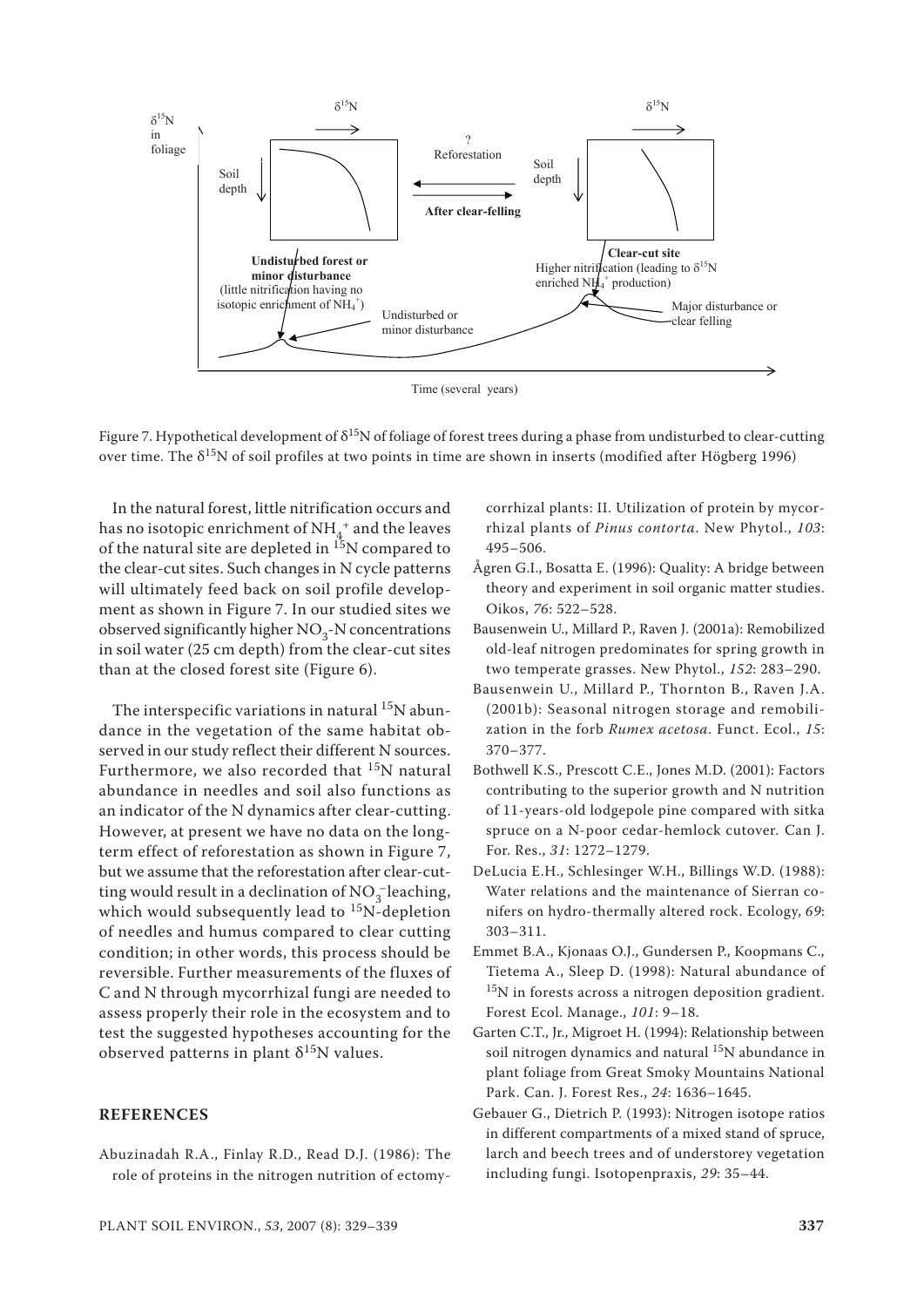δ15N

in

foliage

δ15N

Soil depth

?

Reforestation

After clear-felling

δ15N

Soil depth

Undisturbed forest or minor disturbance

(little nitrification having no isotopic enrichment of $NH_4^+$)

Undisturbed or minor disturbance

Clear-cut site

Higher nitrification (leading to δ15N enriched $NH_4^+$ production)

Major disturbance or clear felling

Time (several years)

Figure 7. Hypothetical development of $\delta^{15}N$ of foliage of forest trees during a phase from undisturbed to clear-cutting over time. The $\delta^{15}N$ of soil profiles at two points in time are shown in inserts (modified after Högberg 1996)

In the natural forest, little nitrification occurs and has no isotopic enrichment of $NH_4^+$ and the leaves of the natural site are depleted in $^{15}N$ compared to the clear-cut sites. Such changes in N cycle patterns will ultimately feed back on soil profile development as shown in Figure 7. In our studied sites we observed significantly higher $NO_3$-N concentrations in soil water (25 cm depth) from the clear-cut sites than at the closed forest site (Figure 6).

The interspecific variations in natural $^{15}N$ abundance in the vegetation of the same habitat observed in our study reflect their different N sources. Furthermore, we also recorded that $^{15}N$ natural abundance in needles and soil also functions as an indicator of the N dynamics after clear-cutting. However, at present we have no data on the long-term effect of reforestation as shown in Figure 7, but we assume that the reforestation after clear-cutting would result in a declination of $NO_3^-$ leaching, which would subsequently lead to $^{15}N$-depletion of needles and humus compared to clear cutting condition; in other words, this process should be reversible. Further measurements of the fluxes of C and N through mycorrhizal fungi are needed to assess properly their role in the ecosystem and to test the suggested hypotheses accounting for the observed patterns in plant $\delta^{15}N$ values.

## REFERENCES

Abuzinadah R.A., Finlay R.D., Read D.J. (1986): The role of proteins in the nitrogen nutrition of ectomycorrhizal plants: II. Utilization of protein by mycorrhizal plants of *Pinus contorta*. New Phytol., *103*: 495–506.

Ågren G.I., Bosatta E. (1996): Quality: A bridge between theory and experiment in soil organic matter studies. Oikos, *76*: 522–528.

Bausenwein U., Millard P., Raven J. (2001a): Remobilized old-leaf nitrogen predominates for spring growth in two temperate grasses. New Phytol., *152*: 283–290.

Bausenwein U., Millard P., Thornton B., Raven J.A. (2001b): Seasonal nitrogen storage and remobilization in the forb *Rumex acetosa*. Funct. Ecol., *15*: 370–377.

Bothwell K.S., Prescott C.E., Jones M.D. (2001): Factors contributing to the superior growth and N nutrition of 11-years-old lodgepole pine compared with sitka spruce on a N-poor cedar-hemlock cutover. Can J. For. Res., *31*: 1272–1279.

DeLucia E.H., Schlesinger W.H., Billings W.D. (1988): Water relations and the maintenance of Sierran conifers on hydro-thermally altered rock. Ecology, *69*: 303–311.

Emmet B.A., Kjonaas O.J., Gundersen P., Koopmans C., Tietema A., Sleep D. (1998): Natural abundance of $^{15}N$ in forests across a nitrogen deposition gradient. Forest Ecol. Manage., *101*: 9–18.

Garten C.T., Jr., Migroet H. (1994): Relationship between soil nitrogen dynamics and natural $^{15}N$ abundance in plant foliage from Great Smoky Mountains National Park. Can. J. Forest Res., *24*: 1636–1645.

Gebauer G., Dietrich P. (1993): Nitrogen isotope ratios in different compartments of a mixed stand of spruce, larch and beech trees and of understorey vegetation including fungi. Isotopenpraxis, *29*: 35–44.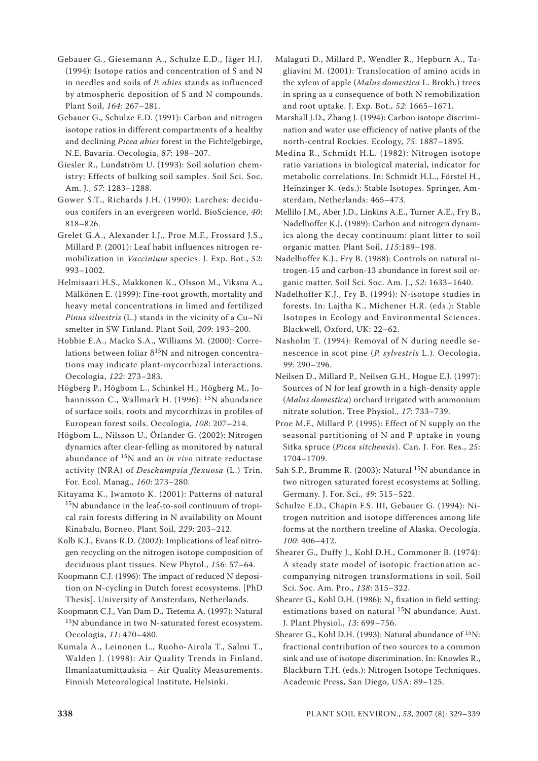Gebauer G., Giesemann A., Schulze E.D., Jäger H.J. (1994): Isotope ratios and concentration of S and N in needles and soils of *P. abies* stands as influenced by atmospheric deposition of S and N compounds. Plant Soil, *164*: 267–281.

Gebauer G., Schulze E.D. (1991): Carbon and nitrogen isotope ratios in different compartments of a healthy and declining *Picea abies* forest in the Fichtelgebirge, N.E. Bavaria. Oecologia, *87*: 198–207.

Giesler R., Lundström U. (1993): Soil solution chemistry: Effects of bulking soil samples. Soil Sci. Soc. Am. J., *57*: 1283–1288.

Gower S.T., Richards J.H. (1990): Larches: deciduous conifers in an evergreen world. BioScience, *40*: 818–826.

Grelet G.A., Alexander I.J., Proe M.F., Frossard J.S., Millard P. (2001): Leaf habit influences nitrogen remobilization in *Vaccinium* species. J. Exp. Bot., *52*: 993–1002.

Helmisaari H.S., Makkonen K., Olsson M., Viksna A., Mälkönen E. (1999): Fine-root growth, mortality and heavy metal concentrations in limed and fertilized *Pinus silvestris* (L.) stands in the vicinity of a Cu–Ni smelter in SW Finland. Plant Soil, *209*: 193–200.

Hobbie E.A., Macko S.A., Williams M. (2000): Correlations between foliar $\delta^{15}N$ and nitrogen concentrations may indicate plant-mycorrhizal interactions. Oecologia, *122*: 273–283.

Högberg P., Högbom L., Schinkel H., Högberg M., Johannisson C., Wallmark H. (1996): $^{15}N$ abundance of surface soils, roots and mycorrhizas in profiles of European forest soils. Oecologia, *108*: 207–214.

Högbom L., Nilsson U., Örlander G. (2002): Nitrogen dynamics after clear-felling as monitored by natural abundance of $^{15}N$ and an *in vivo* nitrate reductase activity (NRA) of *Deschampsia flexuosa* (L.) Trin. For. Ecol. Manag., *160*: 273–280.

Kitayama K., Iwamoto K. (2001): Patterns of natural $^{15}N$ abundance in the leaf-to-soil continuum of tropical rain forests differing in N availability on Mount Kinabalu, Borneo. Plant Soil, *229*: 203–212.

Kolb K.J., Evans R.D. (2002): Implications of leaf nitrogen recycling on the nitrogen isotope composition of deciduous plant tissues. New Phytol., *156*: 57–64.

Koopmann C.J. (1996): The impact of reduced N deposition on N-cycling in Dutch forest ecosystems. [PhD Thesis]. University of Amsterdam, Netherlands.

Koopmann C.J., Van Dam D., Tietema A. (1997): Natural $^{15}N$ abundance in two N-saturated forest ecosystem. Oecologia, *11*: 470–480.

Kumala A., Leinonen L., Ruoho-Airola T., Salmi T., Walden J. (1998): Air Quality Trends in Finland. Ilmanlaatumittauksia – Air Quality Measurements. Finnish Meteorological Institute, Helsinki.

Malaguti D., Millard P., Wendler R., Hepburn A., Tagliavini M. (2001): Translocation of amino acids in the xylem of apple (*Malus domestica* L. Brokh.) trees in spring as a consequence of both N remobilization and root uptake. J. Exp. Bot., *52*: 1665–1671.

Marshall J.D., Zhang J. (1994): Carbon isotope discrimination and water use efficiency of native plants of the north-central Rockies. Ecology, *75*: 1887–1895.

Medina R., Schmidt H.L. (1982): Nitrogen isotope ratio variations in biological material, indicator for metabolic correlations. In: Schmidt H.L., Förstel H., Heinzinger K. (eds.): Stable Isotopes. Springer, Amsterdam, Netherlands: 465–473.

Mellilo J.M., Aber J.D., Linkins A.E., Turner A.E., Fry B., Nadelhoffer K.J. (1989): Carbon and nitrogen dynamics along the decay continuum: plant litter to soil organic matter. Plant Soil, *115*:189–198.

Nadelhoffer K.J., Fry B. (1988): Controls on natural nitrogen-15 and carbon-13 abundance in forest soil organic matter. Soil Sci. Soc. Am. J., *52*: 1633–1640.

Nadelhoffer K.J., Fry B. (1994): N-isotope studies in forests. In: Lajtha K., Michener H.R. (eds.): Stable Isotopes in Ecology and Environmental Sciences. Blackwell, Oxford, UK: 22–62.

Nasholm T. (1994): Removal of N during needle senescence in scot pine (*P. sylvestris* L.). Oecologia, *99*: 290–296.

Neilsen D., Millard P., Neilsen G.H., Hogue E.J. (1997): Sources of N for leaf growth in a high-density apple (*Malus domestica*) orchard irrigated with ammonium nitrate solution. Tree Physiol., *17*: 733–739.

Proe M.F., Millard P. (1995): Effect of N supply on the seasonal partitioning of N and P uptake in young Sitka spruce (*Picea sitchensis*). Can. J. For. Res., *25*: 1704–1709.

Sah S.P., Brumme R. (2003): Natural $^{15}N$ abundance in two nitrogen saturated forest ecosystems at Solling, Germany. J. For. Sci., *49*: 515–522.

Schulze E.D., Chapin F.S. III, Gebauer G. (1994): Nitrogen nutrition and isotope differences among life forms at the northern treeline of Alaska. Oecologia, *100*: 406–412.

Shearer G., Duffy J., Kohl D.H., Commoner B. (1974): A steady state model of isotopic fractionation accompanying nitrogen transformations in soil. Soil Sci. Soc. Am. Pro., *138*: 315–322.

Shearer G., Kohl D.H. (1986): $N_2$ fixation in field setting: estimations based on natural $^{15}N$ abundance. Aust. J. Plant Physiol., *13*: 699–756.

Shearer G., Kohl D.H. (1993): Natural abundance of $^{15}N$: fractional contribution of two sources to a common sink and use of isotope discrimination. In: Knowles R., Blackburn T.H. (eds.): Nitrogen Isotope Techniques. Academic Press, San Diego, USA: 89–125.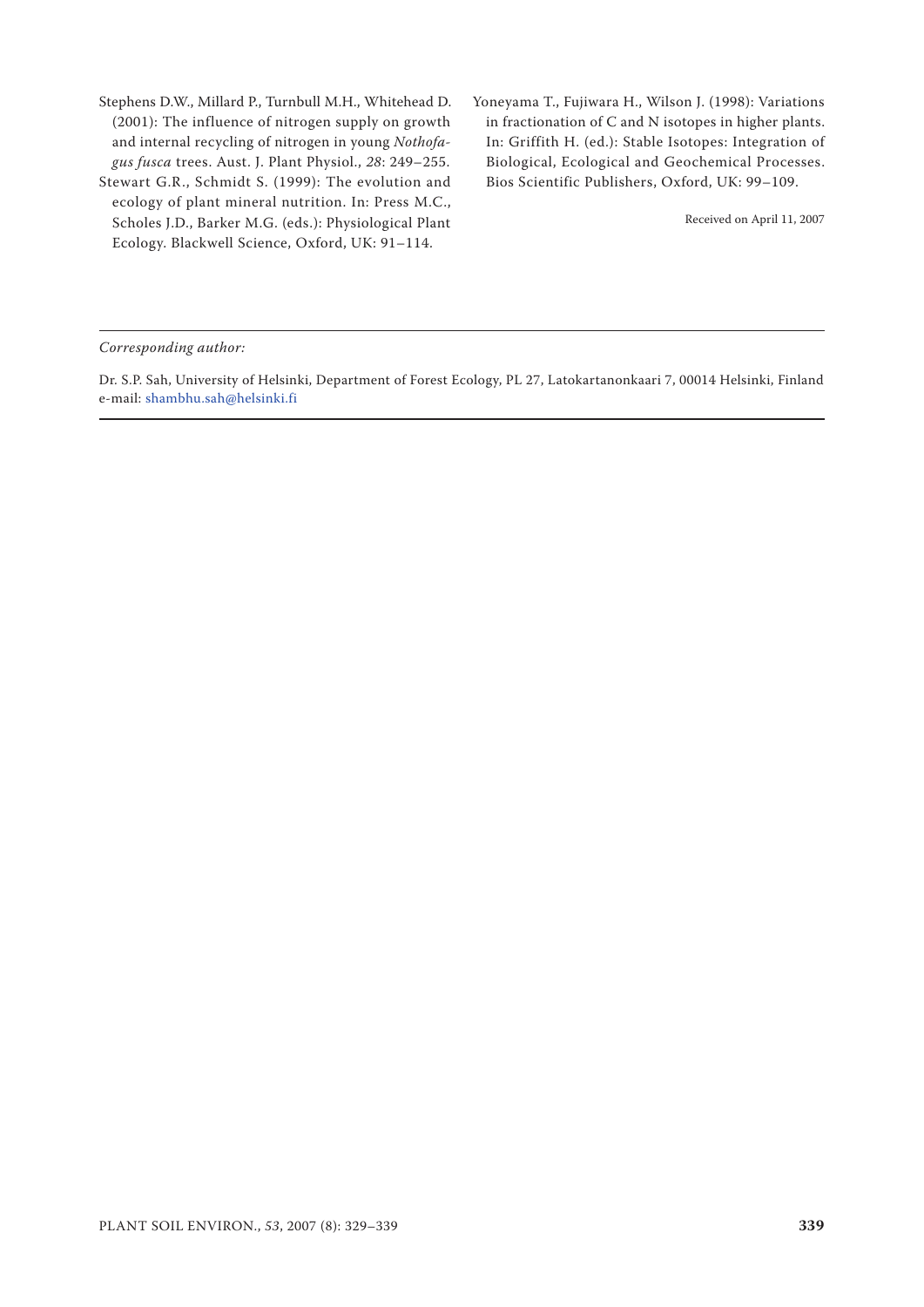Stephens D.W., Millard P., Turnbull M.H., Whitehead D. (2001): The influence of nitrogen supply on growth and internal recycling of nitrogen in young *Nothofagus fusca* trees. Aust. J. Plant Physiol., *28*: 249–255.

Stewart G.R., Schmidt S. (1999): The evolution and ecology of plant mineral nutrition. In: Press M.C., Scholes J.D., Barker M.G. (eds.): Physiological Plant Ecology. Blackwell Science, Oxford, UK: 91–114.

Yoneyama T., Fujiwara H., Wilson J. (1998): Variations in fractionation of C and N isotopes in higher plants. In: Griffith H. (ed.): Stable Isotopes: Integration of Biological, Ecological and Geochemical Processes. Bios Scientific Publishers, Oxford, UK: 99–109.

Received on April 11, 2007

*Corresponding author:*

Dr. S.P. Sah, University of Helsinki, Department of Forest Ecology, PL 27, Latokartanonkaari 7, 00014 Helsinki, Finland
e-mail: shambhu.sah@helsinki.fi